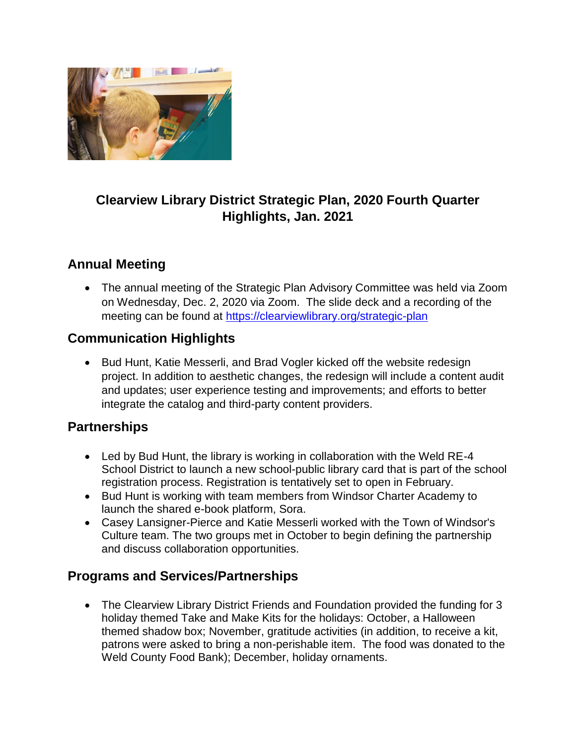# Clearview Library District Strategic Plan, 2020 Fourth Quarter Highlights, Jan. 2021

## Annual Meeting

- The annual meeting of the Strategic Plan Advisory Committee was held via Zoom on Wednesday, Dec. 2, 2020 via Zoom. The slide deck and a recording of the meeting can be found at https://clearviewlibrary.org/strategic-plan

## Communication Highlights

- Bud Hunt, Katie Messerli, and Brad Vogler kicked off the website redesign project. In addition to aesthetic changes, the redesign will include a content audit and updates; user experience testing and improvements; and efforts to better integrate the catalog and third-party content providers.

## Partnerships

- Led by Bud Hunt, the library is working in collaboration with the Weld RE-4 School District to launch a new school-public library card that is part of the school registration process. Registration is tentatively set to open in February.
- Bud Hunt is working with team members from Windsor Charter Academy to launch the shared e-book platform, Sora.
- Casey Lansigner-Pierce and Katie Messerli worked with the Town of Windsor's Culture team. The two groups met in October to begin defining the partnership and discuss collaboration opportunities.

## Programs and Services/Partnerships

- The Clearview Library District Friends and Foundation provided the funding for 3 holiday themed Take and Make Kits for the holidays: October, a Halloween themed shadow box; November, gratitude activities (in addition, to receive a kit, patrons were asked to bring a non-perishable item. The food was donated to the Weld County Food Bank); December, holiday ornaments.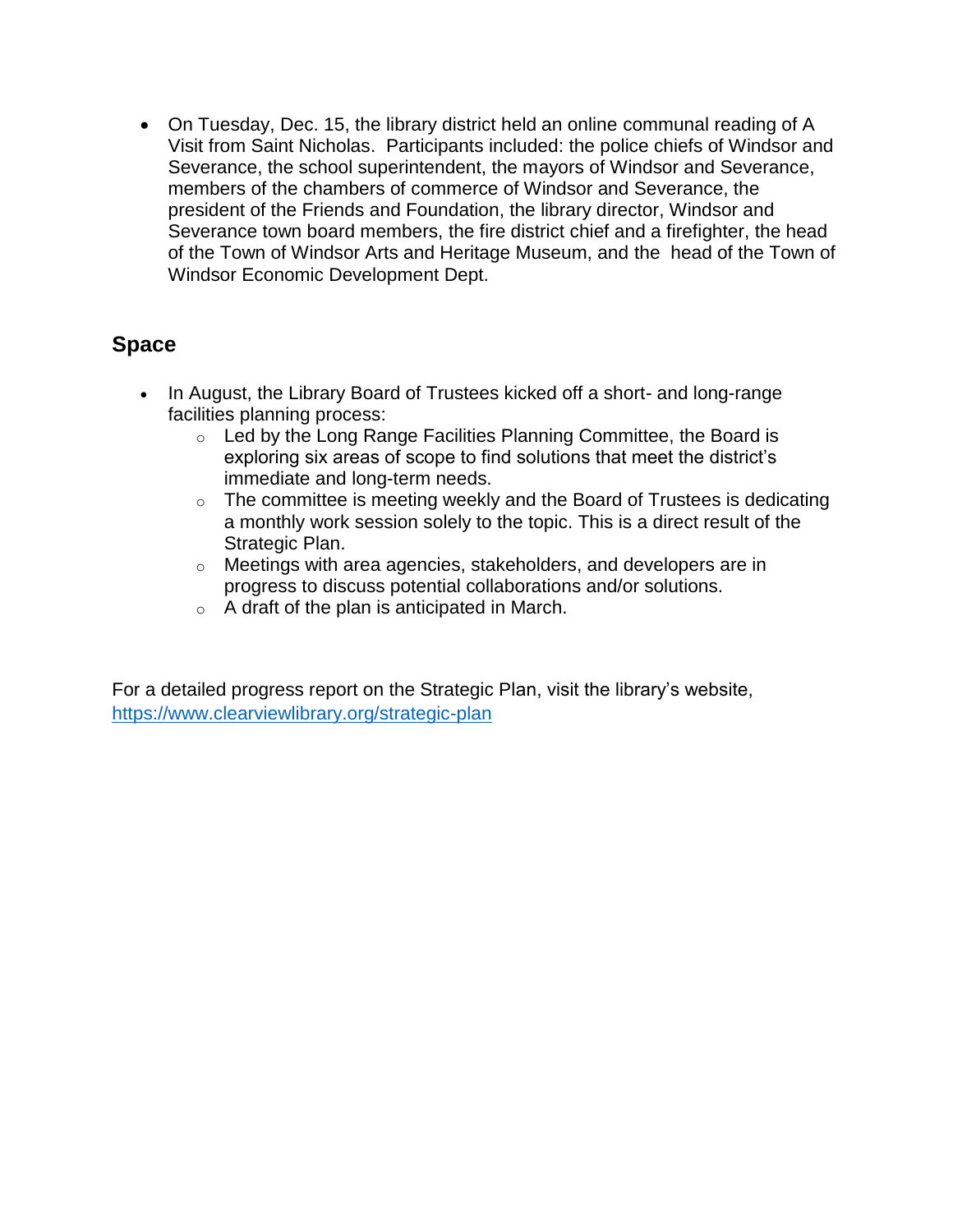- On Tuesday, Dec. 15, the library district held an online communal reading of A Visit from Saint Nicholas. Participants included: the police chiefs of Windsor and Severance, the school superintendent, the mayors of Windsor and Severance, members of the chambers of commerce of Windsor and Severance, the president of the Friends and Foundation, the library director, Windsor and Severance town board members, the fire district chief and a firefighter, the head of the Town of Windsor Arts and Heritage Museum, and the head of the Town of Windsor Economic Development Dept.

## Space

- In August, the Library Board of Trustees kicked off a short- and long-range facilities planning process:
  - Led by the Long Range Facilities Planning Committee, the Board is exploring six areas of scope to find solutions that meet the district's immediate and long-term needs.
  - The committee is meeting weekly and the Board of Trustees is dedicating a monthly work session solely to the topic. This is a direct result of the Strategic Plan.
  - Meetings with area agencies, stakeholders, and developers are in progress to discuss potential collaborations and/or solutions.
  - A draft of the plan is anticipated in March.

For a detailed progress report on the Strategic Plan, visit the library's website, [https://www.clearviewlibrary.org/strategic-plan](https://www.clearviewlibrary.org/strategic-plan)